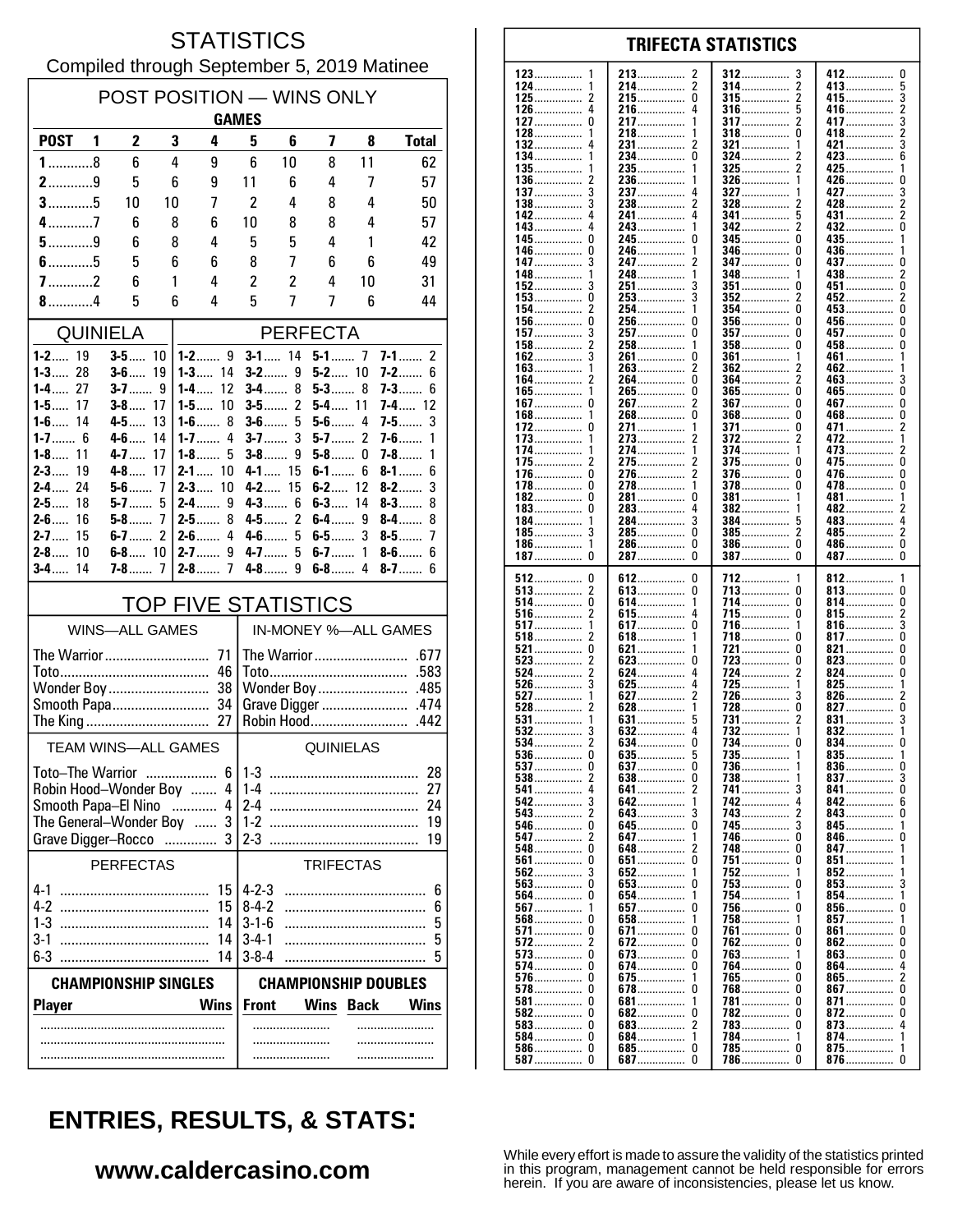# STATISTICS

Compiled through September 5, 2019 Matinee

## POST POSITION — WINS ONLY

| POST | 1 | 2 | 3 | 4 | 5 | 6 | 7 | 8 | Total |
|---|---|---|---|---|---|---|---|---|---|
| | | | | GAMES | | | | | |
| 1 | 8 | 6 | 4 | 9 | 6 | 10 | 8 | 11 | 62 |
| 2 | 9 | 5 | 6 | 9 | 11 | 6 | 4 | 7 | 57 |
| 3 | 5 | 10 | 10 | 7 | 2 | 4 | 8 | 4 | 50 |
| 4 | 7 | 6 | 8 | 6 | 10 | 8 | 8 | 4 | 57 |
| 5 | 9 | 6 | 8 | 4 | 5 | 5 | 4 | 1 | 42 |
| 6 | 5 | 5 | 6 | 6 | 8 | 7 | 6 | 6 | 49 |
| 7 | 2 | 6 | 1 | 4 | 2 | 2 | 4 | 10 | 31 |
| 8 | 4 | 5 | 6 | 4 | 5 | 7 | 7 | 6 | 44 |

## QUINIELA

| | | | |
|---|---|---|---|
| 1-2 | 19 | 3-5 | 10 |
| 1-3 | 28 | 3-6 | 19 |
| 1-4 | 27 | 3-7 | 9 |
| 1-5 | 17 | 3-8 | 17 |
| 1-6 | 14 | 4-5 | 13 |
| 1-7 | 6 | 4-6 | 14 |
| 1-8 | 11 | 4-7 | 17 |
| 2-3 | 19 | 4-8 | 17 |
| 2-4 | 24 | 5-6 | 7 |
| 2-5 | 18 | 5-7 | 5 |
| 2-6 | 16 | 5-8 | 7 |
| 2-7 | 15 | 6-7 | 2 |
| 2-8 | 10 | 6-8 | 10 |
| 3-4 | 14 | 7-8 | 7 |

## PERFECTA

| | | | | | | | |
|---|---|---|---|---|---|---|---|
| 1-2 | 9 | 3-1 | 14 | 5-1 | 7 | 7-1 | 2 |
| 1-3 | 14 | 3-2 | 9 | 5-2 | 10 | 7-2 | 6 |
| 1-4 | 12 | 3-4 | 8 | 5-3 | 8 | 7-3 | 6 |
| 1-5 | 10 | 3-5 | 2 | 5-4 | 11 | 7-4 | 12 |
| 1-6 | 8 | 3-6 | 5 | 5-6 | 4 | 7-5 | 3 |
| 1-7 | 4 | 3-7 | 3 | 5-7 | 2 | 7-6 | 1 |
| 1-8 | 5 | 3-8 | 9 | 5-8 | 0 | 7-8 | 1 |
| 2-1 | 10 | 4-1 | 15 | 6-1 | 6 | 8-1 | 6 |
| 2-3 | 10 | 4-2 | 15 | 6-2 | 12 | 8-2 | 3 |
| 2-4 | 9 | 4-3 | 6 | 6-3 | 14 | 8-3 | 8 |
| 2-5 | 8 | 4-5 | 2 | 6-4 | 9 | 8-4 | 8 |
| 2-6 | 4 | 4-6 | 5 | 6-5 | 3 | 8-5 | 7 |
| 2-7 | 9 | 4-7 | 5 | 6-7 | 1 | 8-6 | 6 |
| 2-8 | 7 | 4-8 | 9 | 6-8 | 4 | 8-7 | 6 |

## TOP FIVE STATISTICS

| WINS—ALL GAMES | | IN-MONEY %—ALL GAMES | |
|---|---|---|---|
| The Warrior | 71 | The Warrior | .677 |
| Toto | 46 | Toto | .583 |
| Wonder Boy | 38 | Wonder Boy | .485 |
| Smooth Papa | 34 | Grave Digger | .474 |
| The King | 27 | Robin Hood | .442 |

| TEAM WINS—ALL GAMES | | QUINIELAS | |
|---|---|---|---|
| Toto–The Warrior | 6 | 1-3 | 28 |
| Robin Hood–Wonder Boy | 4 | 1-4 | 27 |
| Smooth Papa–El Nino | 4 | 2-4 | 24 |
| The General–Wonder Boy | 3 | 1-2 | 19 |
| Grave Digger–Rocco | 3 | 2-3 | 19 |

| PERFECTAS | | TRIFECTAS | |
|---|---|---|---|
| 4-1 | 15 | 4-2-3 | 6 |
| 4-2 | 15 | 8-4-2 | 6 |
| 1-3 | 14 | 3-1-6 | 5 |
| 3-1 | 14 | 3-4-1 | 5 |
| 6-3 | 14 | 3-8-4 | 5 |

| CHAMPIONSHIP SINGLES | | CHAMPIONSHIP DOUBLES | | | |
|---|---|---|---|---|---|
| Player | Wins | Front | Wins | Back | Wins |
| | | | | | |
| | | | | | |
| | | | | | |

## TRIFECTA STATISTICS

| | | | | | | | |
|---|---|---|---|---|---|---|---|
| 123 | 1 | 213 | 2 | 312 | 3 | 412 | 0 |
| 124 | 1 | 214 | 2 | 314 | 2 | 413 | 5 |
| 125 | 2 | 215 | 0 | 315 | 2 | 415 | 3 |
| 126 | 4 | 216 | 4 | 316 | 5 | 416 | 2 |
| 127 | 0 | 217 | 1 | 317 | 2 | 417 | 3 |
| 128 | 1 | 218 | 1 | 318 | 0 | 418 | 2 |
| 132 | 4 | 231 | 2 | 321 | 1 | 421 | 3 |
| 134 | 1 | 234 | 0 | 324 | 2 | 423 | 6 |
| 135 | 1 | 235 | 1 | 325 | 2 | 425 | 1 |
| 136 | 2 | 236 | 1 | 326 | 1 | 426 | 0 |
| 137 | 3 | 237 | 4 | 327 | 1 | 427 | 3 |
| 138 | 3 | 238 | 2 | 328 | 2 | 428 | 2 |
| 142 | 4 | 241 | 4 | 341 | 5 | 431 | 2 |
| 143 | 4 | 243 | 1 | 342 | 2 | 432 | 0 |
| 145 | 0 | 245 | 0 | 345 | 0 | 435 | 1 |
| 146 | 0 | 246 | 1 | 346 | 0 | 436 | 1 |
| 147 | 3 | 247 | 2 | 347 | 0 | 437 | 0 |
| 148 | 1 | 248 | 1 | 348 | 1 | 438 | 2 |
| 152 | 3 | 251 | 3 | 351 | 0 | 451 | 0 |
| 153 | 0 | 253 | 3 | 352 | 2 | 452 | 2 |
| 154 | 2 | 254 | 1 | 354 | 0 | 453 | 0 |
| 156 | 0 | 256 | 0 | 356 | 0 | 456 | 0 |
| 157 | 3 | 257 | 0 | 357 | 0 | 457 | 0 |
| 158 | 2 | 258 | 1 | 358 | 0 | 458 | 0 |
| 162 | 3 | 261 | 0 | 361 | 1 | 461 | 1 |
| 163 | 1 | 263 | 2 | 362 | 2 | 462 | 1 |
| 164 | 2 | 264 | 0 | 364 | 2 | 463 | 3 |
| 165 | 1 | 265 | 0 | 365 | 0 | 465 | 0 |
| 167 | 0 | 267 | 2 | 367 | 0 | 467 | 0 |
| 168 | 1 | 268 | 0 | 368 | 0 | 468 | 0 |
| 172 | 0 | 271 | 1 | 371 | 0 | 471 | 2 |
| 173 | 1 | 273 | 2 | 372 | 2 | 472 | 1 |
| 174 | 1 | 274 | 1 | 374 | 1 | 473 | 2 |
| 175 | 2 | 275 | 2 | 375 | 0 | 475 | 0 |
| 176 | 0 | 276 | 2 | 376 | 0 | 476 | 0 |
| 178 | 0 | 278 | 1 | 378 | 0 | 478 | 0 |
| 182 | 0 | 281 | 0 | 381 | 1 | 481 | 1 |
| 183 | 0 | 283 | 4 | 382 | 1 | 482 | 2 |
| 184 | 1 | 284 | 3 | 384 | 5 | 483 | 4 |
| 185 | 3 | 285 | 0 | 385 | 2 | 485 | 2 |
| 186 | 1 | 286 | 0 | 386 | 0 | 486 | 0 |
| 187 | 0 | 287 | 0 | 387 | 0 | 487 | 0 |
| 512 | 0 | 612 | 0 | 712 | 1 | 812 | 1 |
| 513 | 2 | 613 | 0 | 713 | 0 | 813 | 0 |
| 514 | 0 | 614 | 1 | 714 | 0 | 814 | 0 |
| 516 | 2 | 615 | 4 | 715 | 0 | 815 | 2 |
| 517 | 1 | 617 | 0 | 716 | 1 | 816 | 3 |
| 518 | 2 | 618 | 1 | 718 | 0 | 817 | 0 |
| 521 | 0 | 621 | 1 | 721 | 0 | 821 | 0 |
| 523 | 2 | 623 | 0 | 723 | 0 | 823 | 0 |
| 524 | 2 | 624 | 4 | 724 | 2 | 824 | 0 |
| 526 | 3 | 625 | 4 | 725 | 1 | 825 | 1 |
| 527 | 1 | 627 | 2 | 726 | 3 | 826 | 2 |
| 528 | 2 | 628 | 1 | 728 | 0 | 827 | 0 |
| 531 | 1 | 631 | 5 | 731 | 2 | 831 | 3 |
| 532 | 3 | 632 | 4 | 732 | 1 | 832 | 1 |
| 534 | 2 | 634 | 0 | 734 | 0 | 834 | 0 |
| 536 | 0 | 635 | 5 | 735 | 1 | 835 | 1 |
| 537 | 0 | 637 | 0 | 736 | 1 | 836 | 0 |
| 538 | 2 | 638 | 0 | 738 | 1 | 837 | 3 |
| 541 | 4 | 641 | 2 | 741 | 3 | 841 | 0 |
| 542 | 3 | 642 | 1 | 742 | 4 | 842 | 6 |
| 543 | 2 | 643 | 3 | 743 | 2 | 843 | 0 |
| 546 | 0 | 645 | 0 | 745 | 3 | 845 | 1 |
| 547 | 2 | 647 | 1 | 746 | 0 | 846 | 0 |
| 548 | 0 | 648 | 2 | 748 | 0 | 847 | 1 |
| 561 | 0 | 651 | 0 | 751 | 0 | 851 | 1 |
| 562 | 3 | 652 | 1 | 752 | 1 | 852 | 1 |
| 563 | 0 | 653 | 0 | 753 | 0 | 853 | 3 |
| 564 | 0 | 654 | 1 | 754 | 1 | 854 | 1 |
| 567 | 1 | 657 | 0 | 756 | 0 | 856 | 0 |
| 568 | 0 | 658 | 1 | 758 | 1 | 857 | 1 |
| 571 | 0 | 671 | 0 | 761 | 0 | 861 | 0 |
| 572 | 2 | 672 | 0 | 762 | 0 | 862 | 0 |
| 573 | 0 | 673 | 0 | 763 | 1 | 863 | 0 |
| 574 | 0 | 674 | 0 | 764 | 0 | 864 | 4 |
| 576 | 0 | 675 | 1 | 765 | 0 | 865 | 2 |
| 578 | 0 | 678 | 0 | 768 | 0 | 867 | 0 |
| 581 | 0 | 681 | 1 | 781 | 0 | 871 | 0 |
| 582 | 0 | 682 | 0 | 782 | 0 | 872 | 0 |
| 583 | 0 | 683 | 2 | 783 | 0 | 873 | 4 |
| 584 | 0 | 684 | 1 | 784 | 1 | 874 | 1 |
| 586 | 0 | 685 | 0 | 785 | 0 | 875 | 1 |
| 587 | 0 | 687 | 0 | 786 | 0 | 876 | 0 |

## ENTRIES, RESULTS, & STATS:

**www.caldercasino.com**

While every effort is made to assure the validity of the statistics printed in this program, management cannot be held responsible for errors herein. If you are aware of inconsistencies, please let us know.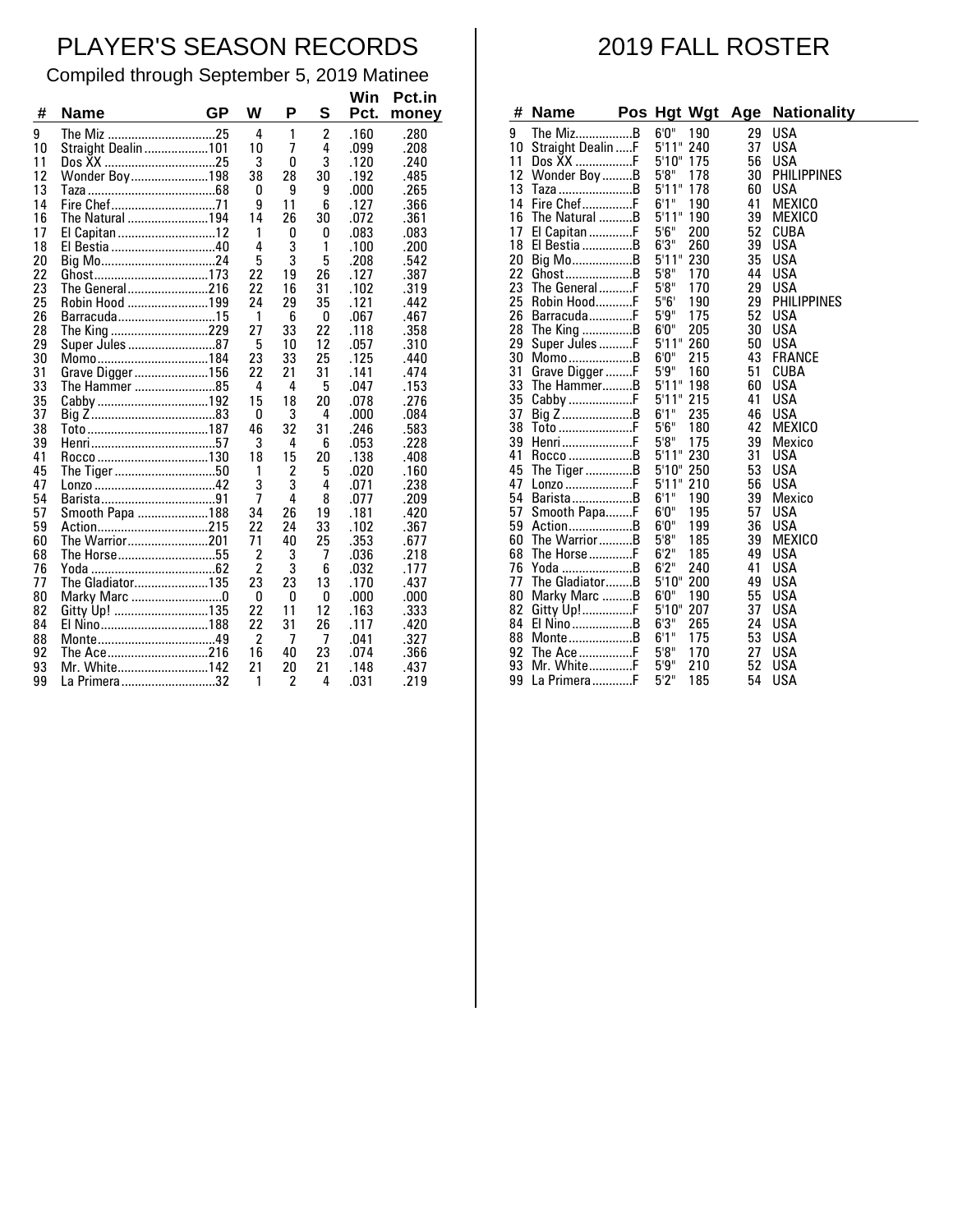# PLAYER'S SEASON RECORDS

Compiled through September 5, 2019 Matinee

| # | Name | GP | W | P | S | Win Pct. | Pct.in money |
|---|---|---|---|---|---|---|---|
| 9 | The Miz | 25 | 4 | 1 | 2 | .160 | .280 |
| 10 | Straight Dealin | 101 | 10 | 7 | 4 | .099 | .208 |
| 11 | Dos XX | 25 | 3 | 0 | 3 | .120 | .240 |
| 12 | Wonder Boy | 198 | 38 | 28 | 30 | .192 | .485 |
| 13 | Taza | 68 | 0 | 9 | 9 | .000 | .265 |
| 14 | Fire Chef | 71 | 9 | 11 | 6 | .127 | .366 |
| 16 | The Natural | 194 | 14 | 26 | 30 | .072 | .361 |
| 17 | El Capitan | 12 | 1 | 0 | 0 | .083 | .083 |
| 18 | El Bestia | 40 | 4 | 3 | 1 | .100 | .200 |
| 20 | Big Mo | 24 | 5 | 3 | 5 | .208 | .542 |
| 22 | Ghost | 173 | 22 | 19 | 26 | .127 | .387 |
| 23 | The General | 216 | 22 | 16 | 31 | .102 | .319 |
| 25 | Robin Hood | 199 | 24 | 29 | 35 | .121 | .442 |
| 26 | Barracuda | 15 | 1 | 6 | 0 | .067 | .467 |
| 28 | The King | 229 | 27 | 33 | 22 | .118 | .358 |
| 29 | Super Jules | 87 | 5 | 10 | 12 | .057 | .310 |
| 30 | Momo | 184 | 23 | 33 | 25 | .125 | .440 |
| 31 | Grave Digger | 156 | 22 | 21 | 31 | .141 | .474 |
| 33 | The Hammer | 85 | 4 | 4 | 5 | .047 | .153 |
| 35 | Cabby | 192 | 15 | 18 | 20 | .078 | .276 |
| 37 | Big Z | 83 | 0 | 3 | 4 | .000 | .084 |
| 38 | Toto | 187 | 46 | 32 | 31 | .246 | .583 |
| 39 | Henri | 57 | 3 | 4 | 6 | .053 | .228 |
| 41 | Rocco | 130 | 18 | 15 | 20 | .138 | .408 |
| 45 | The Tiger | 50 | 1 | 2 | 5 | .020 | .160 |
| 47 | Lonzo | 42 | 3 | 3 | 4 | .071 | .238 |
| 54 | Barista | 91 | 7 | 4 | 8 | .077 | .209 |
| 57 | Smooth Papa | 188 | 34 | 26 | 19 | .181 | .420 |
| 59 | Action | 215 | 22 | 24 | 33 | .102 | .367 |
| 60 | The Warrior | 201 | 71 | 40 | 25 | .353 | .677 |
| 68 | The Horse | 55 | 2 | 3 | 7 | .036 | .218 |
| 76 | Yoda | 62 | 2 | 3 | 6 | .032 | .177 |
| 77 | The Gladiator | 135 | 23 | 23 | 13 | .170 | .437 |
| 80 | Marky Marc | 0 | 0 | 0 | 0 | .000 | .000 |
| 82 | Gitty Up! | 135 | 22 | 11 | 12 | .163 | .333 |
| 84 | El Nino | 188 | 22 | 31 | 26 | .117 | .420 |
| 88 | Monte | 49 | 2 | 7 | 7 | .041 | .327 |
| 92 | The Ace | 216 | 16 | 40 | 23 | .074 | .366 |
| 93 | Mr. White | 142 | 21 | 20 | 21 | .148 | .437 |
| 99 | La Primera | 32 | 1 | 2 | 4 | .031 | .219 |

# 2019 FALL ROSTER

| # | Name | Pos | Hgt | Wgt | Age | Nationality |
|---|---|---|---|---|---|---|
| 9 | The Miz | B | 6'0" | 190 | 29 | USA |
| 10 | Straight Dealin | F | 5'11" | 240 | 37 | USA |
| 11 | Dos XX | F | 5'10" | 175 | 56 | USA |
| 12 | Wonder Boy | B | 5'8" | 178 | 30 | PHILIPPINES |
| 13 | Taza | B | 5'11" | 178 | 60 | USA |
| 14 | Fire Chef | F | 6'1" | 190 | 41 | MEXICO |
| 16 | The Natural | B | 5'11" | 190 | 39 | MEXICO |
| 17 | El Capitan | F | 5'6" | 200 | 52 | CUBA |
| 18 | El Bestia | B | 6'3" | 260 | 39 | USA |
| 20 | Big Mo | B | 5'11" | 230 | 35 | USA |
| 22 | Ghost | B | 5'8" | 170 | 44 | USA |
| 23 | The General | F | 5'8" | 170 | 29 | USA |
| 25 | Robin Hood | F | 5"6' | 190 | 29 | PHILIPPINES |
| 26 | Barracuda | F | 5'9" | 175 | 52 | USA |
| 28 | The King | B | 6'0" | 205 | 30 | USA |
| 29 | Super Jules | F | 5'11" | 260 | 50 | USA |
| 30 | Momo | B | 6'0" | 215 | 43 | FRANCE |
| 31 | Grave Digger | F | 5'9" | 160 | 51 | CUBA |
| 33 | The Hammer | B | 5'11" | 198 | 60 | USA |
| 35 | Cabby | F | 5'11" | 215 | 41 | USA |
| 37 | Big Z | B | 6'1" | 235 | 46 | USA |
| 38 | Toto | F | 5'6" | 180 | 42 | MEXICO |
| 39 | Henri | F | 5'8" | 175 | 39 | Mexico |
| 41 | Rocco | B | 5'11" | 230 | 31 | USA |
| 45 | The Tiger | B | 5'10" | 250 | 53 | USA |
| 47 | Lonzo | F | 5'11" | 210 | 56 | USA |
| 54 | Barista | B | 6'1" | 190 | 39 | Mexico |
| 57 | Smooth Papa | F | 6'0" | 195 | 57 | USA |
| 59 | Action | B | 6'0" | 199 | 36 | USA |
| 60 | The Warrior | B | 5'8" | 185 | 39 | MEXICO |
| 68 | The Horse | F | 6'2" | 185 | 49 | USA |
| 76 | Yoda | B | 6'2" | 240 | 41 | USA |
| 77 | The Gladiator | B | 5'10" | 200 | 49 | USA |
| 80 | Marky Marc | B | 6'0" | 190 | 55 | USA |
| 82 | Gitty Up! | F | 5'10" | 207 | 37 | USA |
| 84 | El Nino | B | 6'3" | 265 | 24 | USA |
| 88 | Monte | B | 6'1" | 175 | 53 | USA |
| 92 | The Ace | F | 5'8" | 170 | 27 | USA |
| 93 | Mr. White | F | 5'9" | 210 | 52 | USA |
| 99 | La Primera | F | 5'2" | 185 | 54 | USA |